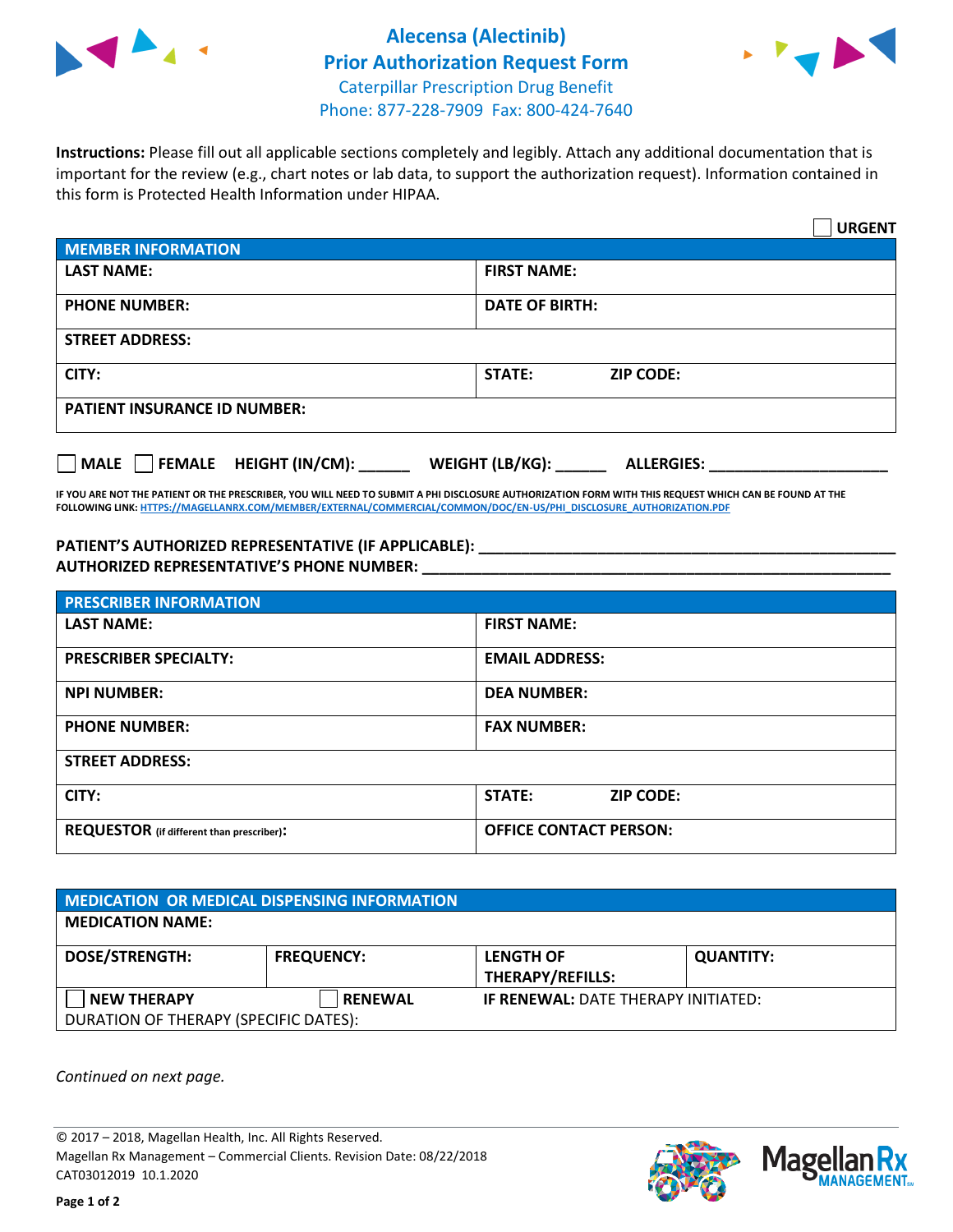# Alecensa (Alectinib)
## Prior Authorization Request Form

Caterpillar Prescription Drug Benefit
Phone: 877-228-7909 Fax: 800-424-7640

**Instructions:** Please fill out all applicable sections completely and legibly. Attach any additional documentation that is important for the review (e.g., chart notes or lab data, to support the authorization request). Information contained in this form is Protected Health Information under HIPAA.

☐ **URGENT**

| **MEMBER INFORMATION** | |
|---|---|
| **LAST NAME:** | **FIRST NAME:** |
| **PHONE NUMBER:** | **DATE OF BIRTH:** |
| **STREET ADDRESS:** | |
| **CITY:** | **STATE:** **ZIP CODE:** |
| **PATIENT INSURANCE ID NUMBER:** | |

☐ **MALE** ☐ **FEMALE** **HEIGHT (IN/CM):** ______ **WEIGHT (LB/KG):** ______ **ALLERGIES:** ____________________

**IF YOU ARE NOT THE PATIENT OR THE PRESCRIBER, YOU WILL NEED TO SUBMIT A PHI DISCLOSURE AUTHORIZATION FORM WITH THIS REQUEST WHICH CAN BE FOUND AT THE FOLLOWING LINK:** HTTPS://MAGELLANRX.COM/MEMBER/EXTERNAL/COMMERCIAL/COMMON/DOC/EN-US/PHI_DISCLOSURE_AUTHORIZATION.PDF

**PATIENT'S AUTHORIZED REPRESENTATIVE (IF APPLICABLE):** ____________________________________________
**AUTHORIZED REPRESENTATIVE'S PHONE NUMBER:** ____________________________________________

| **PRESCRIBER INFORMATION** | |
|---|---|
| **LAST NAME:** | **FIRST NAME:** |
| **PRESCRIBER SPECIALTY:** | **EMAIL ADDRESS:** |
| **NPI NUMBER:** | **DEA NUMBER:** |
| **PHONE NUMBER:** | **FAX NUMBER:** |
| **STREET ADDRESS:** | |
| **CITY:** | **STATE:** **ZIP CODE:** |
| **REQUESTOR** (if different than prescriber)**:** | **OFFICE CONTACT PERSON:** |

| **MEDICATION OR MEDICAL DISPENSING INFORMATION** | | | |
|---|---|---|---|
| **MEDICATION NAME:** | | | |
| **DOSE/STRENGTH:** | **FREQUENCY:** | **LENGTH OF THERAPY/REFILLS:** | **QUANTITY:** |
| ☐ **NEW THERAPY** | ☐ **RENEWAL** | **IF RENEWAL:** DATE THERAPY INITIATED: | |
| DURATION OF THERAPY (SPECIFIC DATES): | | | |

*Continued on next page.*

© 2017 – 2018, Magellan Health, Inc. All Rights Reserved.
Magellan Rx Management – Commercial Clients. Revision Date: 08/22/2018
CAT03012019 10.1.2020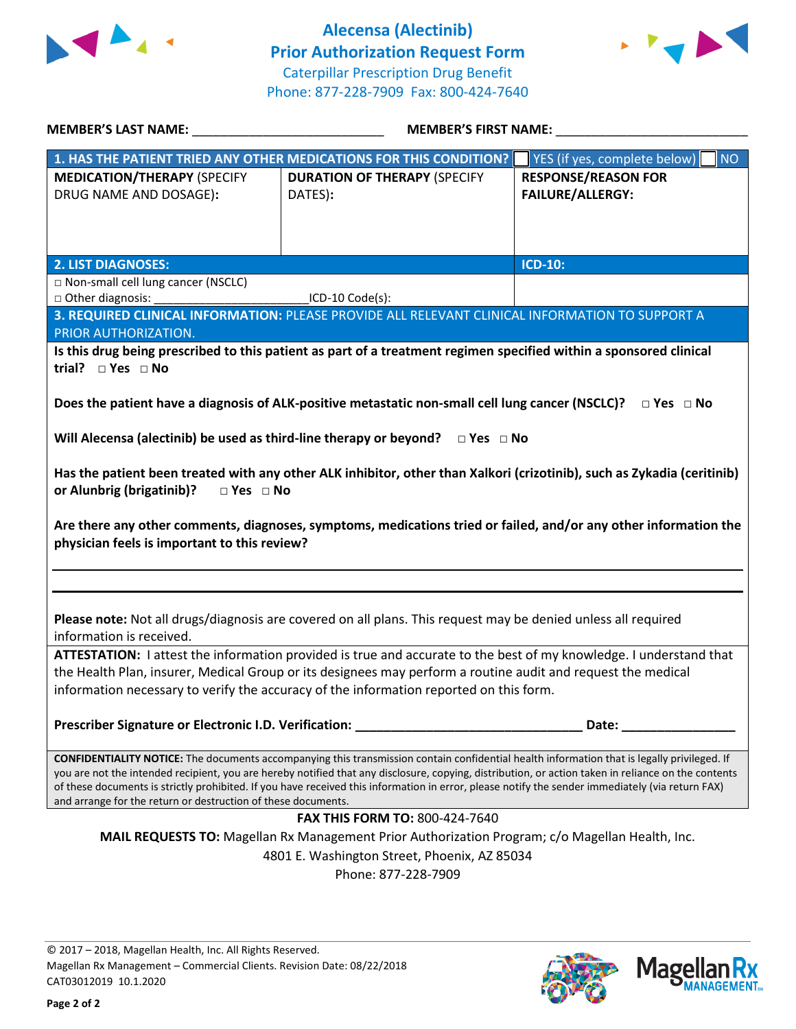# Alecensa (Alectinib) Prior Authorization Request Form

Caterpillar Prescription Drug Benefit
Phone: 877-228-7909 Fax: 800-424-7640

**MEMBER'S LAST NAME:** ___________________________ **MEMBER'S FIRST NAME:** ___________________________

| **1. HAS THE PATIENT TRIED ANY OTHER MEDICATIONS FOR THIS CONDITION?** | | ☐ YES (if yes, complete below) ☐ NO |
|---|---|---|
| **MEDICATION/THERAPY** (SPECIFY DRUG NAME AND DOSAGE)**:** | **DURATION OF THERAPY** (SPECIFY DATES)**:** | **RESPONSE/REASON FOR FAILURE/ALLERGY:** |
| | | |

| **2. LIST DIAGNOSES:** | **ICD-10:** |
|---|---|
| □ Non-small cell lung cancer (NSCLC)<br>□ Other diagnosis: ______________________ICD-10 Code(s): | |

**3. REQUIRED CLINICAL INFORMATION:** PLEASE PROVIDE ALL RELEVANT CLINICAL INFORMATION TO SUPPORT A PRIOR AUTHORIZATION.

**Is this drug being prescribed to this patient as part of a treatment regimen specified within a sponsored clinical trial?** □ **Yes** □ **No**

**Does the patient have a diagnosis of ALK-positive metastatic non-small cell lung cancer (NSCLC)?** □ **Yes** □ **No**

**Will Alecensa (alectinib) be used as third-line therapy or beyond?** □ **Yes** □ **No**

**Has the patient been treated with any other ALK inhibitor, other than Xalkori (crizotinib), such as Zykadia (ceritinib) or Alunbrig (brigatinib)?** □ **Yes** □ **No**

**Are there any other comments, diagnoses, symptoms, medications tried or failed, and/or any other information the physician feels is important to this review?**

_______________________________________________________________________________

_______________________________________________________________________________

**Please note:** Not all drugs/diagnosis are covered on all plans. This request may be denied unless all required information is received.

**ATTESTATION:** I attest the information provided is true and accurate to the best of my knowledge. I understand that the Health Plan, insurer, Medical Group or its designees may perform a routine audit and request the medical information necessary to verify the accuracy of the information reported on this form.

**Prescriber Signature or Electronic I.D. Verification:** ________________________________ **Date:** ________________

**CONFIDENTIALITY NOTICE:** The documents accompanying this transmission contain confidential health information that is legally privileged. If you are not the intended recipient, you are hereby notified that any disclosure, copying, distribution, or action taken in reliance on the contents of these documents is strictly prohibited. If you have received this information in error, please notify the sender immediately (via return FAX) and arrange for the return or destruction of these documents.

**FAX THIS FORM TO:** 800-424-7640

**MAIL REQUESTS TO:** Magellan Rx Management Prior Authorization Program; c/o Magellan Health, Inc.
4801 E. Washington Street, Phoenix, AZ 85034
Phone: 877-228-7909

© 2017 – 2018, Magellan Health, Inc. All Rights Reserved.
Magellan Rx Management – Commercial Clients. Revision Date: 08/22/2018
CAT03012019 10.1.2020